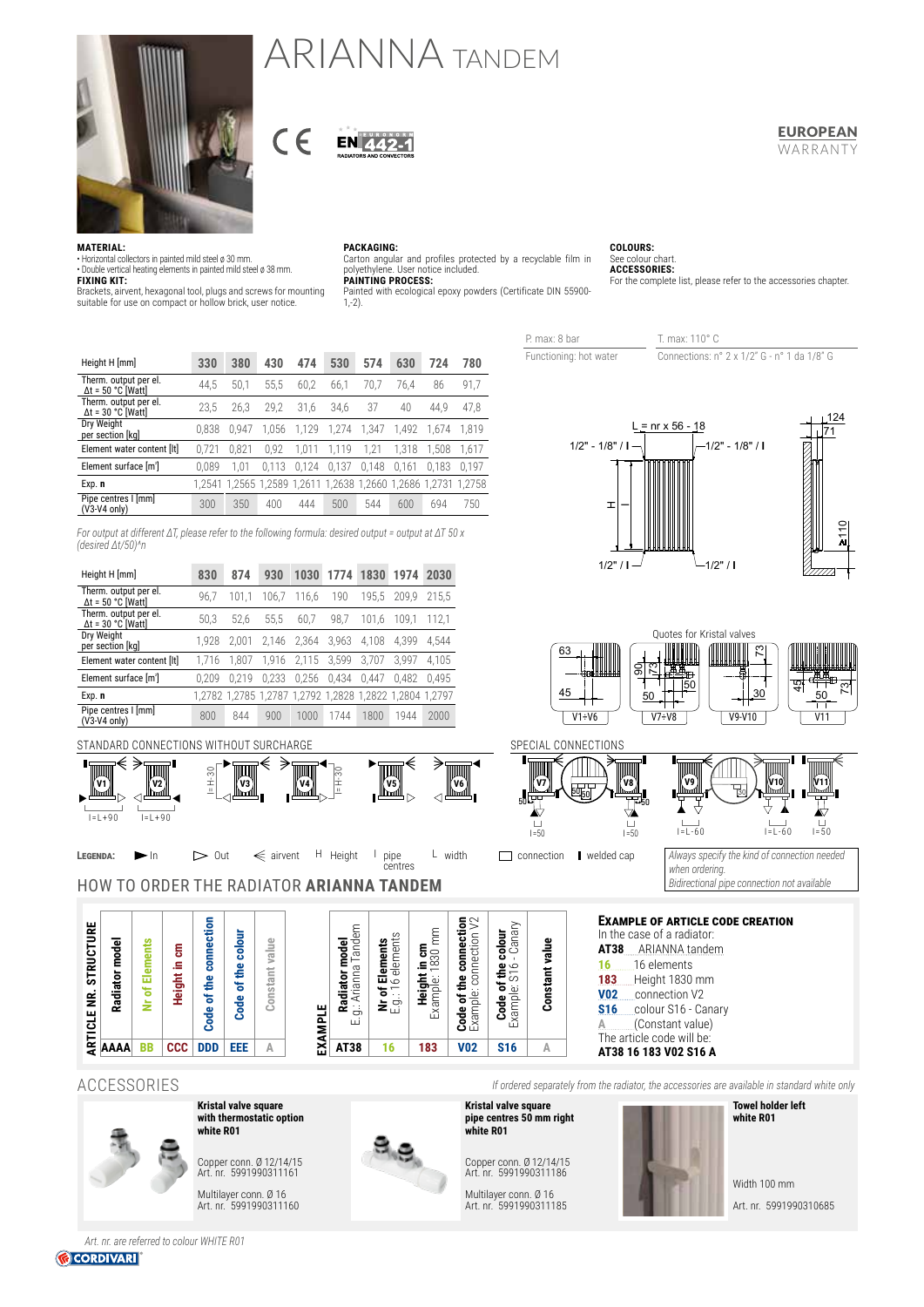# ARIANNA TANDEM

EN 442-1 RADIATORS AND CONVECTORS

**EUROPEAN** WARRANTY

**MATERIAL:**
• Horizontal collectors in painted mild steel ø 30 mm.
• Double vertical heating elements in painted mild steel ø 38 mm.

**FIXING KIT:**
Brackets, airvent, hexagonal tool, plugs and screws for mounting suitable for use on compact or hollow brick, user notice.

**PACKAGING:**
Carton angular and profiles protected by a recyclable film in polyethylene. User notice included.

**PAINTING PROCESS:**
Painted with ecological epoxy powders (Certificate DIN 55900-1,-2).

**COLOURS:**
See colour chart.

**ACCESSORIES:**
For the complete list, please refer to the accessories chapter.

| P. max: 8 bar | T. max: 110° C |
|---|---|
| Functioning: hot water | Connections: n° 2 x 1/2" G - n° 1 da 1/8" G |

| Height H [mm] | 330 | 380 | 430 | 474 | 530 | 574 | 630 | 724 | 780 |
|---|---|---|---|---|---|---|---|---|---|
| Therm. output per el. Δt = 50 °C [Watt] | 44,5 | 50,1 | 55,5 | 60,2 | 66,1 | 70,7 | 76,4 | 86 | 91,7 |
| Therm. output per el. Δt = 30 °C [Watt] | 23,5 | 26,3 | 29,2 | 31,6 | 34,6 | 37 | 40 | 44,9 | 47,8 |
| Dry Weight per section [kg] | 0,838 | 0,947 | 1,056 | 1,129 | 1,274 | 1,347 | 1,492 | 1,674 | 1,819 |
| Element water content [lt] | 0,721 | 0,821 | 0,92 | 1,011 | 1,119 | 1,21 | 1,318 | 1,508 | 1,617 |
| Element surface [m²] | 0,089 | 1,01 | 0,113 | 0,124 | 0,137 | 0,148 | 0,161 | 0,183 | 0,197 |
| Exp. **n** | 1,2541 | 1,2565 | 1,2589 | 1,2611 | 1,2638 | 1,2660 | 1,2686 | 1,2731 | 1,2758 |
| Pipe centres I [mm] (V3-V4 only) | 300 | 350 | 400 | 444 | 500 | 544 | 600 | 694 | 750 |

*For output at different ΔT, please refer to the following formula: desired output = output at ΔT 50 x (desired Δt/50)^n*

| Height H [mm] | 830 | 874 | 930 | 1030 | 1774 | 1830 | 1974 | 2030 |
|---|---|---|---|---|---|---|---|---|
| Therm. output per el. Δt = 50 °C [Watt] | 96,7 | 101,1 | 106,7 | 116,6 | 190 | 195,5 | 209,9 | 215,5 |
| Therm. output per el. Δt = 30 °C [Watt] | 50,3 | 52,6 | 55,5 | 60,7 | 98,7 | 101,6 | 109,1 | 112,1 |
| Dry Weight per section [kg] | 1,928 | 2,001 | 2,146 | 2,364 | 3,963 | 4,108 | 4,399 | 4,544 |
| Element water content [lt] | 1,716 | 1,807 | 1,916 | 2,115 | 3,599 | 3,707 | 3,997 | 4,105 |
| Element surface [m²] | 0,209 | 0,219 | 0,233 | 0,256 | 0,434 | 0,447 | 0,482 | 0,495 |
| Exp. **n** | 1,2782 | 1,2785 | 1,2787 | 1,2792 | 1,2828 | 1,2822 | 1,2804 | 1,2797 |
| Pipe centres I [mm] (V3-V4 only) | 800 | 844 | 900 | 1000 | 1744 | 1800 | 1944 | 2000 |

L = nr x 56 - 18

1/2" - 1/8" / I — 1/2" - 1/8" / I — H — 1/2" / I — 1/2" / I — 124 — 71 — ≥110

Quotes for Kristal valves

V1÷V6: 63, 45 — V7÷V8: 90, 73, 50, 50 — V9-V10: 73, 30 — V11: 45, 50, 73

STANDARD CONNECTIONS WITHOUT SURCHARGE

V1, V2 (I=L+90, I=L+90), V3 (I=H-30), V4 (I=H-30), V5, V6

SPECIAL CONNECTIONS

V7 (I=50), V8 (I=50), V9 (I=L-60), V10 (I=L-60), V11 (I=50)

**LEGENDA:** ► In ▷ Out ⋞ airvent H Height I pipe centres L width □ connection ▌ welded cap

*Always specify the kind of connection needed when ordering.*
*Bidirectional pipe connection not available*

## HOW TO ORDER THE RADIATOR **ARIANNA TANDEM**

| ARTICLE NR. STRUCTURE | Radiator model | Nr of Elements | Height in cm | Code of the connection | Code of the colour | Constant value |
|---|---|---|---|---|---|---|
| | AAAA | BB | CCC | DDD | EEE | A |

| EXAMPLE | Radiator model E.g.: Arianna Tandem | Nr of Elements E.g.: 16 elements | Height in cm Example: 1830 mm | Code of the connection Example: connection V2 | Code of the colour Example: S16 - Canary | Constant value |
|---|---|---|---|---|---|---|
| | AT38 | 16 | 183 | V02 | S16 | A |

**EXAMPLE OF ARTICLE CODE CREATION**
In the case of a radiator:
**AT38** ARIANNA tandem
**16** 16 elements
**183** Height 1830 mm
**V02** connection V2
**S16** colour S16 - Canary
**A** (Constant value)
The article code will be:
**AT38 16 183 V02 S16 A**

## ACCESSORIES

*If ordered separately from the radiator, the accessories are available in standard white only*

**Kristal valve square with thermostatic option white R01**

Copper conn. Ø 12/14/15
Art. nr. 5991990311161

Multilayer conn. Ø 16
Art. nr. 5991990311160

**Kristal valve square pipe centres 50 mm right white R01**

Copper conn. Ø 12/14/15
Art. nr. 5991990311186

Multilayer conn. Ø 16
Art. nr. 5991990311185

**Towel holder left white R01**

Width 100 mm

Art. nr. 5991990310685

*Art. nr. are referred to colour WHITE R01*

CORDIVARI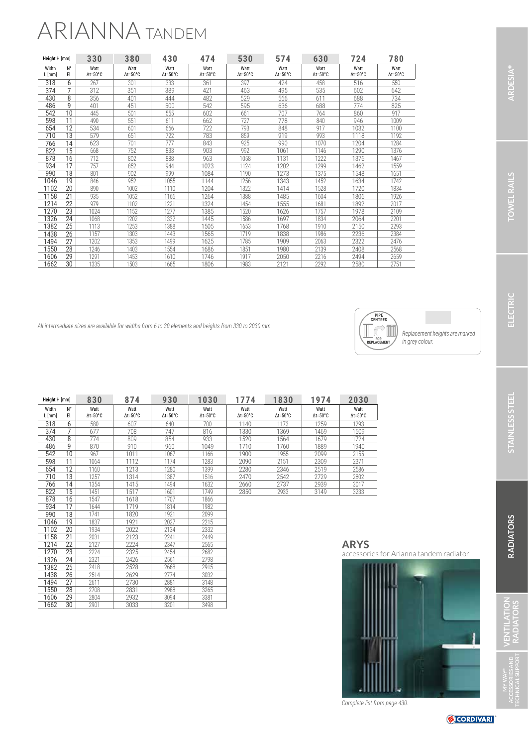# ARIANNA TANDEM

| Height H [mm] | | 330 | 380 | 430 | 474 | 530 | 574 | 630 | 724 | 780 |
|---|---|---|---|---|---|---|---|---|---|---|
| Width L [mm] | N° El. | Watt Δt=50°C | Watt Δt=50°C | Watt Δt=50°C | Watt Δt=50°C | Watt Δt=50°C | Watt Δt=50°C | Watt Δt=50°C | Watt Δt=50°C | Watt Δt=50°C |
| 318 | 6 | 267 | 301 | 333 | 361 | 397 | 424 | 458 | 516 | 550 |
| 374 | 7 | 312 | 351 | 389 | 421 | 463 | 495 | 535 | 602 | 642 |
| 430 | 8 | 356 | 401 | 444 | 482 | 529 | 566 | 611 | 688 | 734 |
| 486 | 9 | 401 | 451 | 500 | 542 | 595 | 636 | 688 | 774 | 825 |
| 542 | 10 | 445 | 501 | 555 | 602 | 661 | 707 | 764 | 860 | 917 |
| 598 | 11 | 490 | 551 | 611 | 662 | 727 | 778 | 840 | 946 | 1009 |
| 654 | 12 | 534 | 601 | 666 | 722 | 793 | 848 | 917 | 1032 | 1100 |
| 710 | 13 | 579 | 651 | 722 | 783 | 859 | 919 | 993 | 1118 | 1192 |
| 766 | 14 | 623 | 701 | 777 | 843 | 925 | 990 | 1070 | 1204 | 1284 |
| 822 | 15 | 668 | 752 | 833 | 903 | 992 | 1061 | 1146 | 1290 | 1376 |
| 878 | 16 | 712 | 802 | 888 | 963 | 1058 | 1131 | 1222 | 1376 | 1467 |
| 934 | 17 | 757 | 852 | 944 | 1023 | 1124 | 1202 | 1299 | 1462 | 1559 |
| 990 | 18 | 801 | 902 | 999 | 1084 | 1190 | 1273 | 1375 | 1548 | 1651 |
| 1046 | 19 | 846 | 952 | 1055 | 1144 | 1256 | 1343 | 1452 | 1634 | 1742 |
| 1102 | 20 | 890 | 1002 | 1110 | 1204 | 1322 | 1414 | 1528 | 1720 | 1834 |
| 1158 | 21 | 935 | 1052 | 1166 | 1264 | 1388 | 1485 | 1604 | 1806 | 1926 |
| 1214 | 22 | 979 | 1102 | 1221 | 1324 | 1454 | 1555 | 1681 | 1892 | 2017 |
| 1270 | 23 | 1024 | 1152 | 1277 | 1385 | 1520 | 1626 | 1757 | 1978 | 2109 |
| 1326 | 24 | 1068 | 1202 | 1332 | 1445 | 1586 | 1697 | 1834 | 2064 | 2201 |
| 1382 | 25 | 1113 | 1253 | 1388 | 1505 | 1653 | 1768 | 1910 | 2150 | 2293 |
| 1438 | 26 | 1157 | 1303 | 1443 | 1565 | 1719 | 1838 | 1986 | 2236 | 2384 |
| 1494 | 27 | 1202 | 1353 | 1499 | 1625 | 1785 | 1909 | 2063 | 2322 | 2476 |
| 1550 | 28 | 1246 | 1403 | 1554 | 1686 | 1851 | 1980 | 2139 | 2408 | 2568 |
| 1606 | 29 | 1291 | 1453 | 1610 | 1746 | 1917 | 2050 | 2216 | 2494 | 2659 |
| 1662 | 30 | 1335 | 1503 | 1665 | 1806 | 1983 | 2121 | 2292 | 2580 | 2751 |

*All intermediate sizes are available for widths from 6 to 30 elements and heights from 330 to 2030 mm*

PIPE CENTRES FOR REPLACEMENT

*Replacement heights are marked in grey colour.*

| Height H [mm] | | 830 | 874 | 930 | 1030 | 1774 | 1830 | 1974 | 2030 |
|---|---|---|---|---|---|---|---|---|---|
| Width L [mm] | N° El. | Watt Δt=50°C | Watt Δt=50°C | Watt Δt=50°C | Watt Δt=50°C | Watt Δt=50°C | Watt Δt=50°C | Watt Δt=50°C | Watt Δt=50°C |
| 318 | 6 | 580 | 607 | 640 | 700 | 1140 | 1173 | 1259 | 1293 |
| 374 | 7 | 677 | 708 | 747 | 816 | 1330 | 1369 | 1469 | 1509 |
| 430 | 8 | 774 | 809 | 854 | 933 | 1520 | 1564 | 1679 | 1724 |
| 486 | 9 | 870 | 910 | 960 | 1049 | 1710 | 1760 | 1889 | 1940 |
| 542 | 10 | 967 | 1011 | 1067 | 1166 | 1900 | 1955 | 2099 | 2155 |
| 598 | 11 | 1064 | 1112 | 1174 | 1283 | 2090 | 2151 | 2309 | 2371 |
| 654 | 12 | 1160 | 1213 | 1280 | 1399 | 2280 | 2346 | 2519 | 2586 |
| 710 | 13 | 1257 | 1314 | 1387 | 1516 | 2470 | 2542 | 2729 | 2802 |
| 766 | 14 | 1354 | 1415 | 1494 | 1632 | 2660 | 2737 | 2939 | 3017 |
| 822 | 15 | 1451 | 1517 | 1601 | 1749 | 2850 | 2933 | 3149 | 3233 |
| 878 | 16 | 1547 | 1618 | 1707 | 1866 | | | | |
| 934 | 17 | 1644 | 1719 | 1814 | 1982 | | | | |
| 990 | 18 | 1741 | 1820 | 1921 | 2099 | | | | |
| 1046 | 19 | 1837 | 1921 | 2027 | 2215 | | | | |
| 1102 | 20 | 1934 | 2022 | 2134 | 2332 | | | | |
| 1158 | 21 | 2031 | 2123 | 2241 | 2449 | | | | |
| 1214 | 22 | 2127 | 2224 | 2347 | 2565 | | | | |
| 1270 | 23 | 2224 | 2325 | 2454 | 2682 | | | | |
| 1326 | 24 | 2321 | 2426 | 2561 | 2798 | | | | |
| 1382 | 25 | 2418 | 2528 | 2668 | 2915 | | | | |
| 1438 | 26 | 2514 | 2629 | 2774 | 3032 | | | | |
| 1494 | 27 | 2611 | 2730 | 2881 | 3148 | | | | |
| 1550 | 28 | 2708 | 2831 | 2988 | 3265 | | | | |
| 1606 | 29 | 2804 | 2932 | 3094 | 3381 | | | | |
| 1662 | 30 | 2901 | 3033 | 3201 | 3498 | | | | |

## ARYS

accessories for Arianna tandem radiator

*Complete list from page 430.*